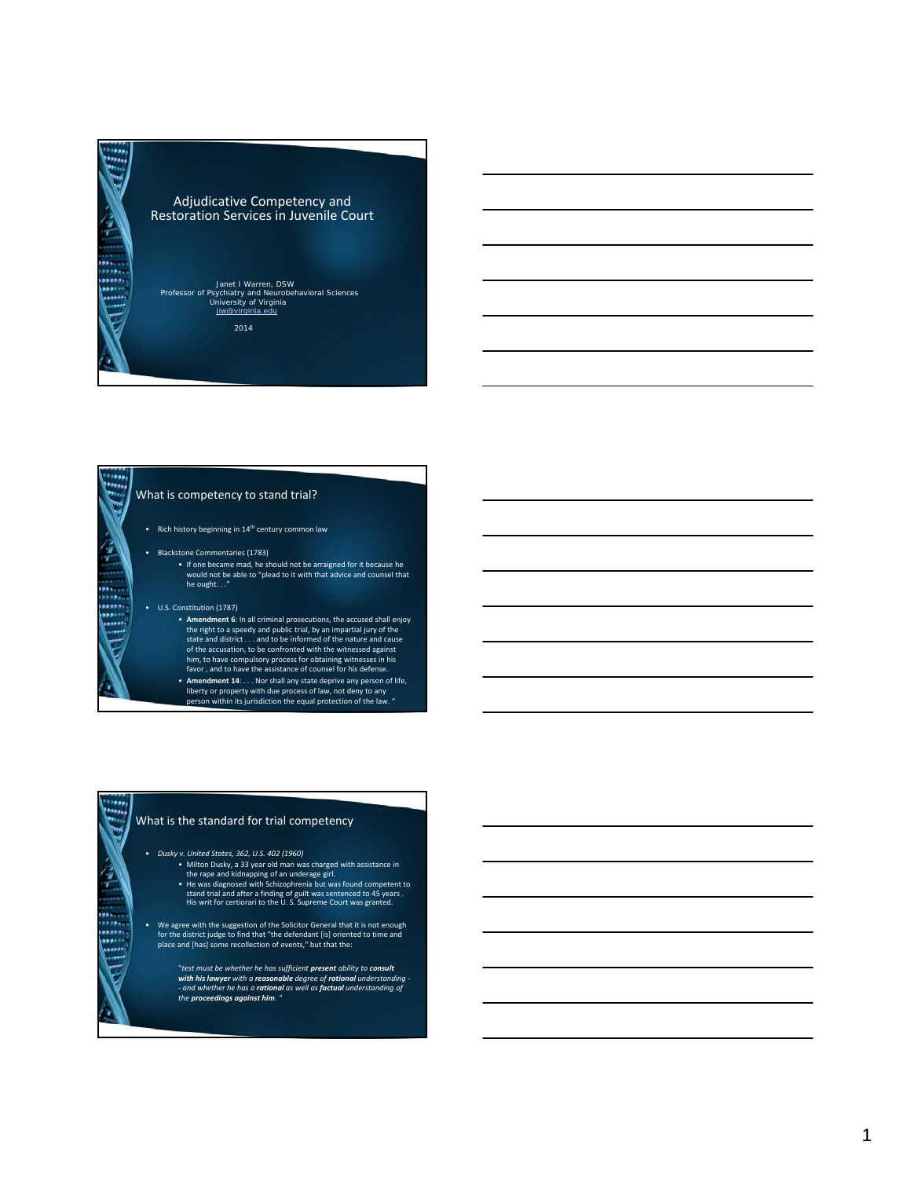# Adjudicative Competency and Restoration Services in Juvenile Court

Janet I Warren, DSW
Professor of Psychiatry and Neurobehavioral Sciences
University of Virginia
jiw@virginia.edu

2014

## What is competency to stand trial?

- Rich history beginning in 14th century common law
- Blackstone Commentaries (1783)
  - If one became mad, he should not be arraigned for it because he would not be able to "plead to it with that advice and counsel that he ought. . ."
- U.S. Constitution (1787)
  - **Amendment 6**: In all criminal prosecutions, the accused shall enjoy the right to a speedy and public trial, by an impartial jury of the state and district . . . and to be informed of the nature and cause of the accusation, to be confronted with the witnessed against him, to have compulsory process for obtaining witnesses in his favor , and to have the assistance of counsel for his defense.
  - **Amendment 14**: . . . Nor shall any state deprive any person of life, liberty or property with due process of law, not deny to any person within its jurisdiction the equal protection of the law. "

## What is the standard for trial competency

- *Dusky v. United States, 362, U.S. 402 (1960)*
  - Milton Dusky, a 33 year old man was charged with assistance in the rape and kidnapping of an underage girl.
  - He was diagnosed with Schizophrenia but was found competent to stand trial and after a finding of guilt was sentenced to 45 years . His writ for certiorari to the U. S. Supreme Court was granted.
- We agree with the suggestion of the Solicitor General that it is not enough for the district judge to find that "the defendant [is] oriented to time and place and [has] some recollection of events," but that the:

  *"test must be whether he has sufficient **present** ability to **consult with his lawyer** with a **reasonable** degree of **rational** understanding -- and whether he has a **rational** as well as **factual** understanding of the **proceedings against him**. "*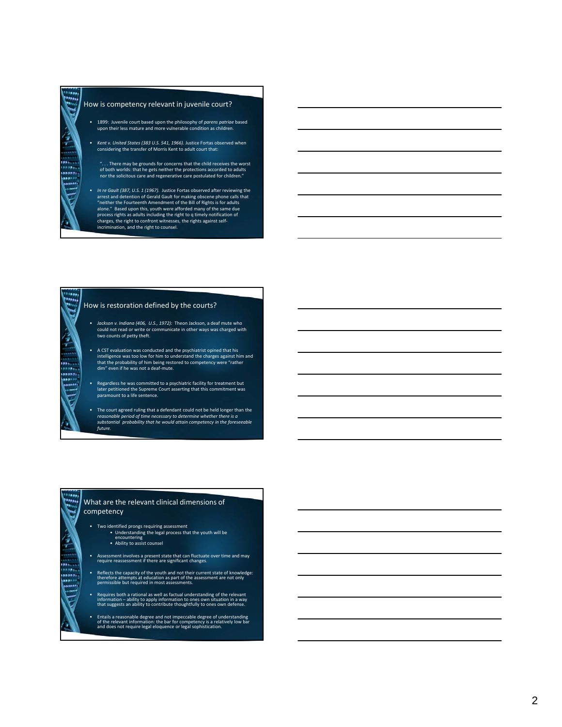## How is competency relevant in juvenile court?

- 1899: Juvenile court based upon the philosophy of *parens patriae* based upon their less mature and more vulnerable condition as children.
- *Kent v. United States (383 U.S. 541, 1966).* Justice Fortas observed when considering the transfer of Morris Kent to adult court that:

  ". . . There may be grounds for concerns that the child receives the worst of both worlds: that he gets neither the protections accorded to adults nor the solicitous care and regenerative care postulated for children."

- *In re Gault (387, U.S. 1 (1967).* Justice Fortas observed after reviewing the arrest and detention of Gerald Gault for making obscene phone calls that "neither the Fourteenth Amendment of the Bill of Rights is for adults alone." Based upon this, youth were afforded many of the same due process rights as adults including the right to q timely notification of charges, the right to confront witnesses, the rights against self-incrimination, and the right to counsel.

## How is restoration defined by the courts?

- *Jackson v. Indiana (406, U.S., 1972):* Theon Jackson, a deaf mute who could not read or write or communicate in other ways was charged with two counts of petty theft.
- A CST evaluation was conducted and the psychiatrist opined that his intelligence was too low for him to understand the charges against him and that the probability of him being restored to competency were "rather dim" even if he was not a deaf-mute.
- Regardless he was committed to a psychiatric facility for treatment but later petitioned the Supreme Court asserting that this commitment was paramount to a life sentence.
- The court agreed ruling that a defendant could not be held longer than the *reasonable period of time necessary to determine whether there is a substantial probability that he would attain competency in the foreseeable future.*

## What are the relevant clinical dimensions of competency

- Two identified prongs requiring assessment
  - Understanding the legal process that the youth will be encountering
  - Ability to assist counsel
- Assessment involves a present state that can fluctuate over time and may require reassessment if there are significant changes.
- Reflects the capacity of the youth and not their current state of knowledge: therefore attempts at education as part of the assessment are not only permissible but required in most assessments.
- Requires both a rational as well as factual understanding of the relevant information – ability to apply information to ones own situation in a way that suggests an ability to contribute thoughtfully to ones own defense.
- Entails a reasonable degree and not impeccable degree of understanding of the relevant information: the bar for competency is a relatively low bar and does not require legal eloquence or legal sophistication.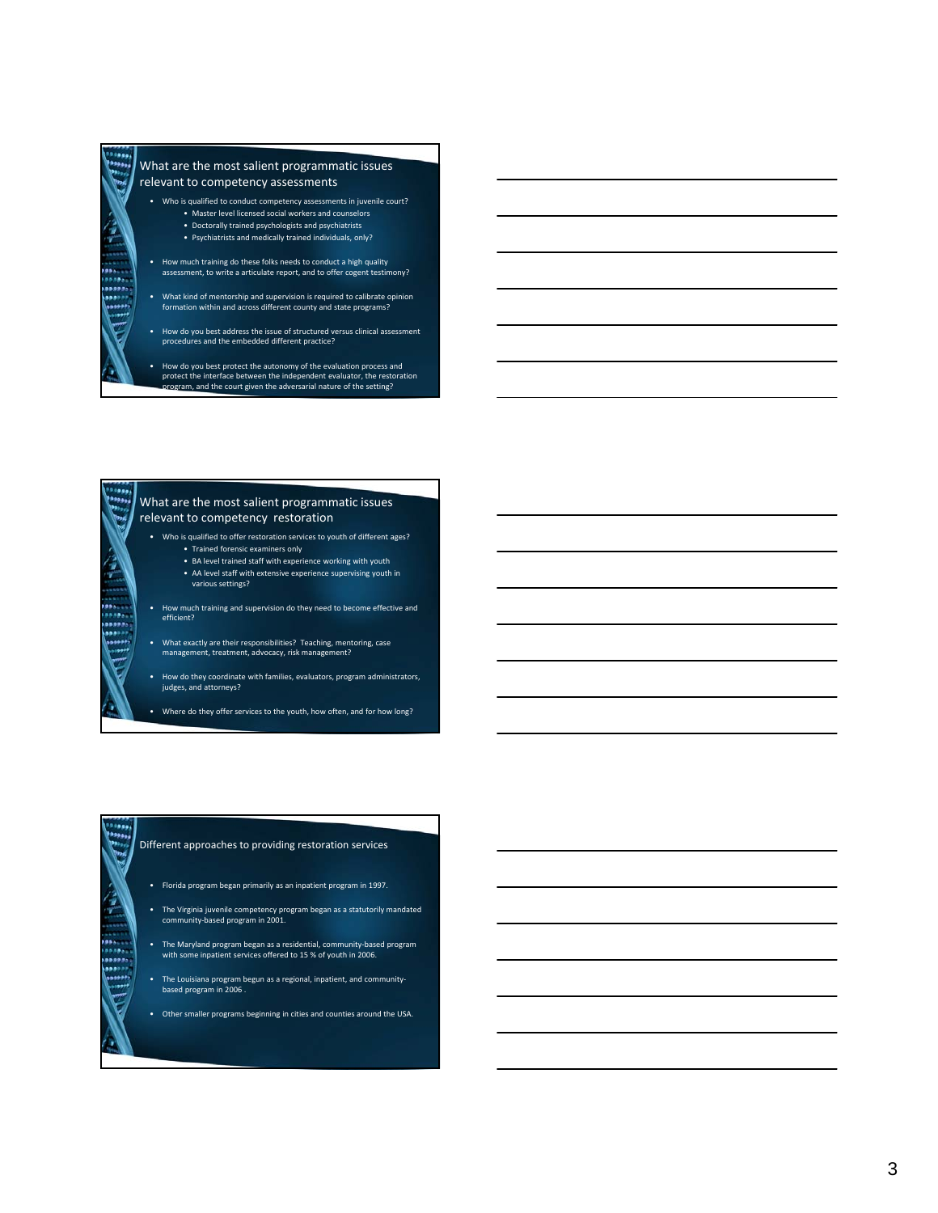## What are the most salient programmatic issues relevant to competency assessments

- Who is qualified to conduct competency assessments in juvenile court?
  - Master level licensed social workers and counselors
  - Doctorally trained psychologists and psychiatrists
  - Psychiatrists and medically trained individuals, only?
- How much training do these folks needs to conduct a high quality assessment, to write a articulate report, and to offer cogent testimony?
- What kind of mentorship and supervision is required to calibrate opinion formation within and across different county and state programs?
- How do you best address the issue of structured versus clinical assessment procedures and the embedded different practice?
- How do you best protect the autonomy of the evaluation process and protect the interface between the independent evaluator, the restoration program, and the court given the adversarial nature of the setting?

## What are the most salient programmatic issues relevant to competency restoration

- Who is qualified to offer restoration services to youth of different ages?
  - Trained forensic examiners only
  - BA level trained staff with experience working with youth
  - AA level staff with extensive experience supervising youth in various settings?
- How much training and supervision do they need to become effective and efficient?
- What exactly are their responsibilities? Teaching, mentoring, case management, treatment, advocacy, risk management?
- How do they coordinate with families, evaluators, program administrators, judges, and attorneys?
- Where do they offer services to the youth, how often, and for how long?

## Different approaches to providing restoration services

- Florida program began primarily as an inpatient program in 1997.
- The Virginia juvenile competency program began as a statutorily mandated community-based program in 2001.
- The Maryland program began as a residential, community-based program with some inpatient services offered to 15 % of youth in 2006.
- The Louisiana program begun as a regional, inpatient, and community-based program in 2006 .
- Other smaller programs beginning in cities and counties around the USA.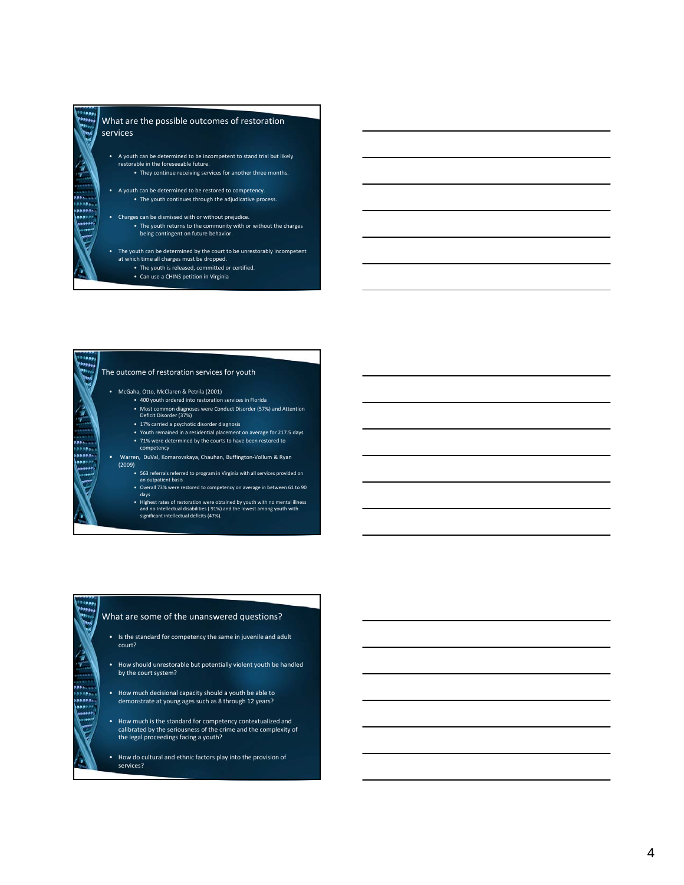## What are the possible outcomes of restoration services

- A youth can be determined to be incompetent to stand trial but likely restorable in the foreseeable future.
  - They continue receiving services for another three months.
- A youth can be determined to be restored to competency.
  - The youth continues through the adjudicative process.
- Charges can be dismissed with or without prejudice.
  - The youth returns to the community with or without the charges being contingent on future behavior.
- The youth can be determined by the court to be unrestorably incompetent at which time all charges must be dropped.
  - The youth is released, committed or certified.
  - Can use a CHINS petition in Virginia

## The outcome of restoration services for youth

- McGaha, Otto, McClaren & Petrila (2001)
  - 400 youth ordered into restoration services in Florida
  - Most common diagnoses were Conduct Disorder (57%) and Attention Deficit Disorder (37%)
  - 17% carried a psychotic disorder diagnosis
  - Youth remained in a residential placement on average for 217.5 days
  - 71% were determined by the courts to have been restored to competency
- Warren, DuVal, Komarovskaya, Chauhan, Buffington-Vollum & Ryan (2009)
  - 563 referrals referred to program in Virginia with all services provided on an outpatient basis
  - Overall 73% were restored to competency on average in between 61 to 90 days
  - Highest rates of restoration were obtained by youth with no mental illness and no Intellectual disabilities ( 91%) and the lowest among youth with significant intellectual deficits (47%).

## What are some of the unanswered questions?

- Is the standard for competency the same in juvenile and adult court?
- How should unrestorable but potentially violent youth be handled by the court system?
- How much decisional capacity should a youth be able to demonstrate at young ages such as 8 through 12 years?
- How much is the standard for competency contextualized and calibrated by the seriousness of the crime and the complexity of the legal proceedings facing a youth?
- How do cultural and ethnic factors play into the provision of services?